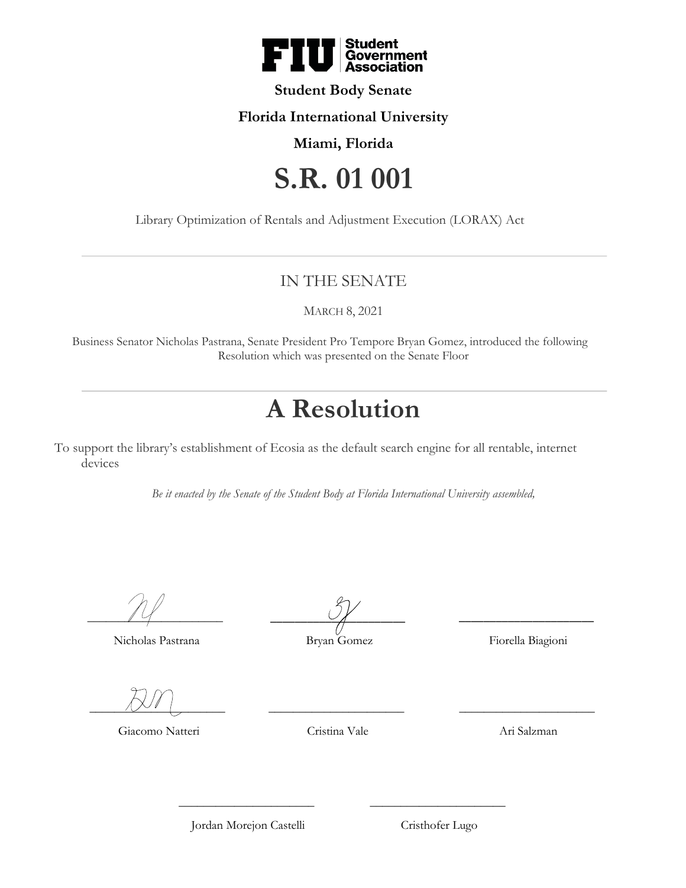**Student Body Senate**

**Florida International University**

**Miami, Florida**

# S.R. 01 001

Library Optimization of Rentals and Adjustment Execution (LORAX) Act

---

## IN THE SENATE

MARCH 8, 2021

Business Senator Nicholas Pastrana, Senate President Pro Tempore Bryan Gomez, introduced the following Resolution which was presented on the Senate Floor

---

# A Resolution

To support the library's establishment of Ecosia as the default search engine for all rentable, internet devices

*Be it enacted by the Senate of the Student Body at Florida International University assembled,*

| | | |
|---|---|---|
| Nicholas Pastrana | Bryan Gomez | Fiorella Biagioni |
| Giacomo Natteri | Cristina Vale | Ari Salzman |
| Jordan Morejon Castelli | Cristhofer Lugo | |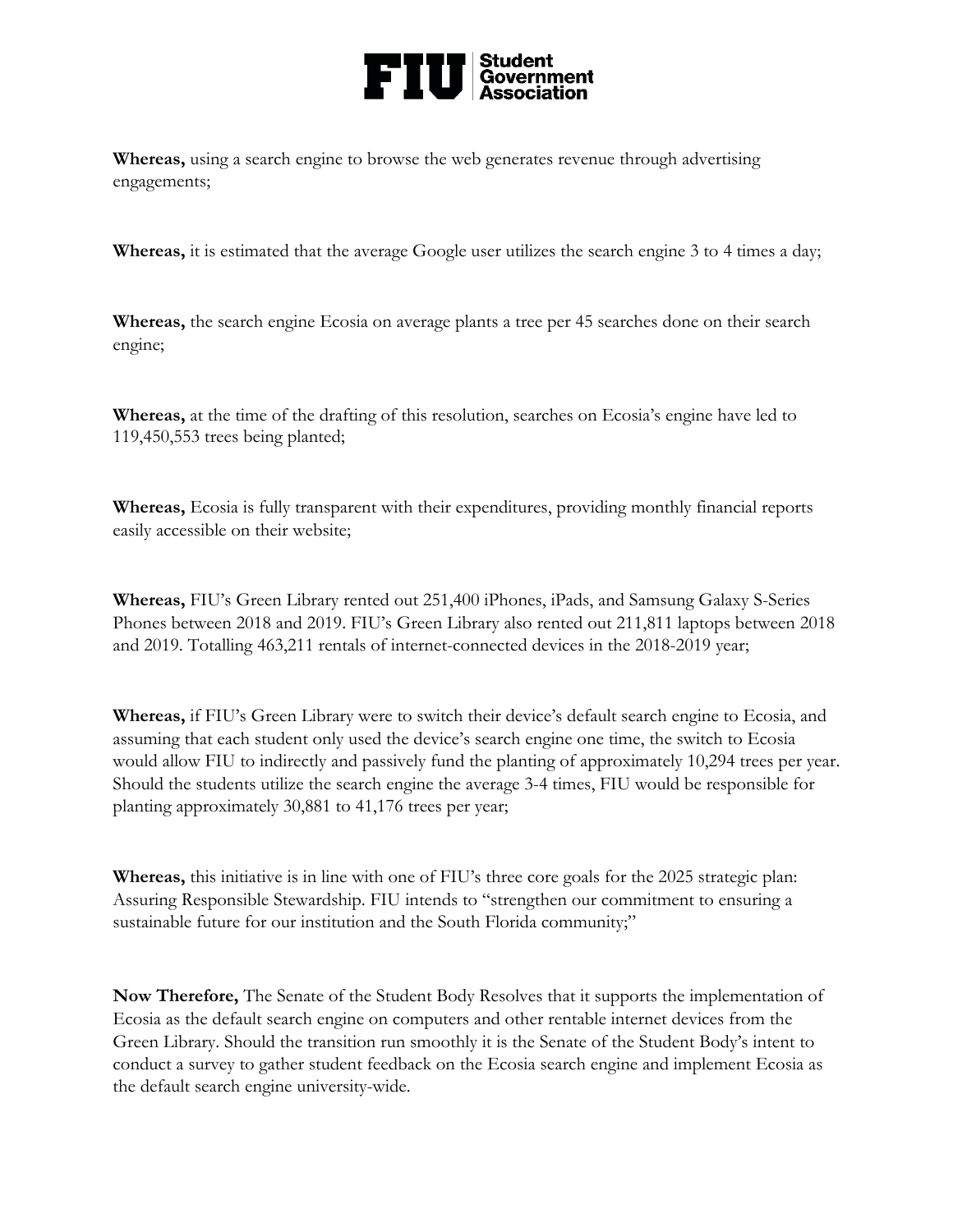**Whereas,** using a search engine to browse the web generates revenue through advertising engagements;

**Whereas,** it is estimated that the average Google user utilizes the search engine 3 to 4 times a day;

**Whereas,** the search engine Ecosia on average plants a tree per 45 searches done on their search engine;

**Whereas,** at the time of the drafting of this resolution, searches on Ecosia's engine have led to 119,450,553 trees being planted;

**Whereas,** Ecosia is fully transparent with their expenditures, providing monthly financial reports easily accessible on their website;

**Whereas,** FIU's Green Library rented out 251,400 iPhones, iPads, and Samsung Galaxy S-Series Phones between 2018 and 2019. FIU's Green Library also rented out 211,811 laptops between 2018 and 2019. Totalling 463,211 rentals of internet-connected devices in the 2018-2019 year;

**Whereas,** if FIU's Green Library were to switch their device's default search engine to Ecosia, and assuming that each student only used the device's search engine one time, the switch to Ecosia would allow FIU to indirectly and passively fund the planting of approximately 10,294 trees per year. Should the students utilize the search engine the average 3-4 times, FIU would be responsible for planting approximately 30,881 to 41,176 trees per year;

**Whereas,** this initiative is in line with one of FIU's three core goals for the 2025 strategic plan: Assuring Responsible Stewardship. FIU intends to "strengthen our commitment to ensuring a sustainable future for our institution and the South Florida community;"

**Now Therefore,** The Senate of the Student Body Resolves that it supports the implementation of Ecosia as the default search engine on computers and other rentable internet devices from the Green Library. Should the transition run smoothly it is the Senate of the Student Body's intent to conduct a survey to gather student feedback on the Ecosia search engine and implement Ecosia as the default search engine university-wide.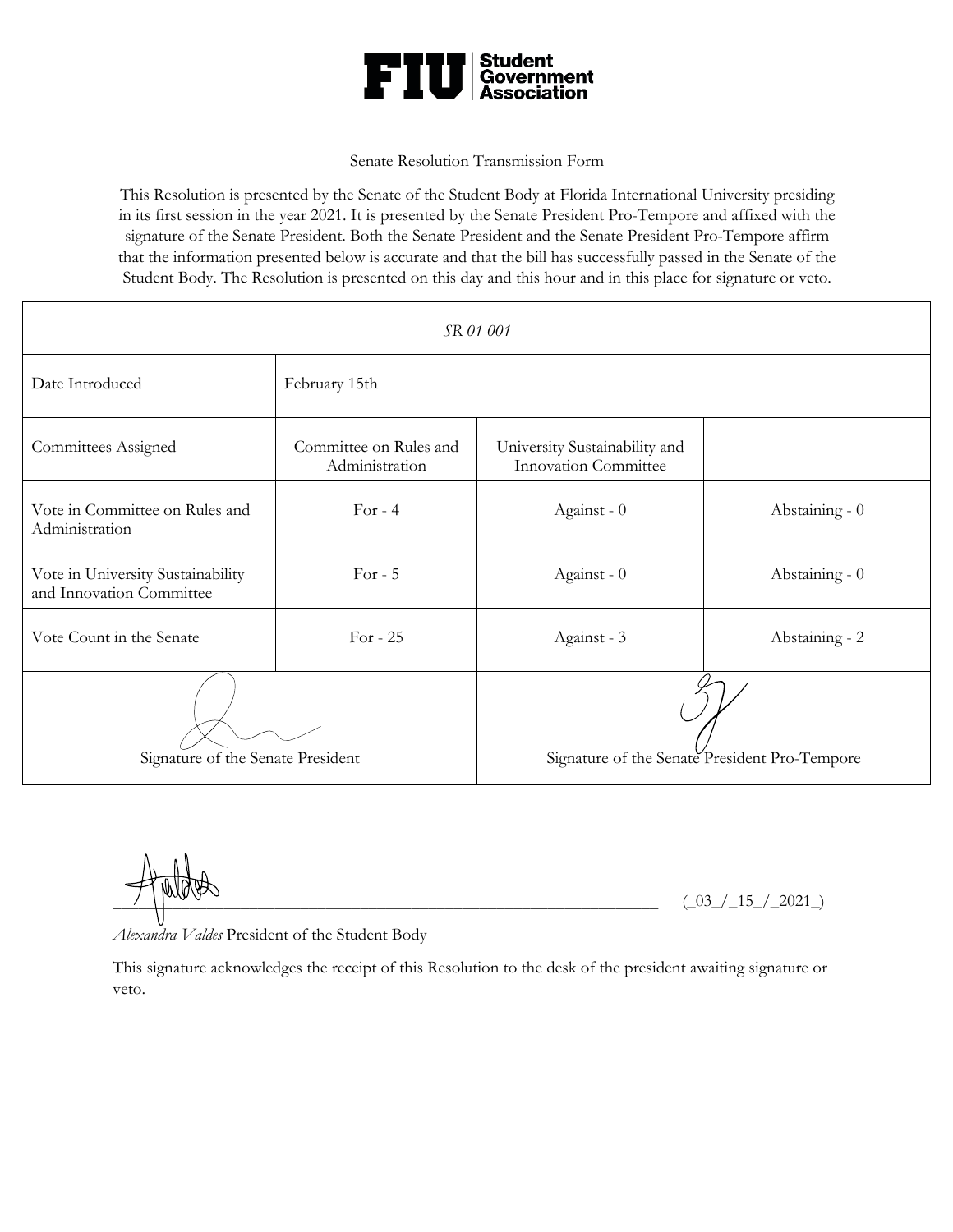# FIU Student Government Association

Senate Resolution Transmission Form

This Resolution is presented by the Senate of the Student Body at Florida International University presiding in its first session in the year 2021. It is presented by the Senate President Pro-Tempore and affixed with the signature of the Senate President. Both the Senate President and the Senate President Pro-Tempore affirm that the information presented below is accurate and that the bill has successfully passed in the Senate of the Student Body. The Resolution is presented on this day and this hour and in this place for signature or veto.

| *SR 01 001* | | | |
|---|---|---|---|
| Date Introduced | February 15th | | |
| Committees Assigned | Committee on Rules and Administration | University Sustainability and Innovation Committee | |
| Vote in Committee on Rules and Administration | For - 4 | Against - 0 | Abstaining - 0 |
| Vote in University Sustainability and Innovation Committee | For - 5 | Against - 0 | Abstaining - 0 |
| Vote Count in the Senate | For - 25 | Against - 3 | Abstaining - 2 |
| Signature of the Senate President | | Signature of the Senate President Pro-Tempore | |

______________________________________________ (_03_/_15_/_2021_)

*Alexandra Valdes* President of the Student Body

This signature acknowledges the receipt of this Resolution to the desk of the president awaiting signature or veto.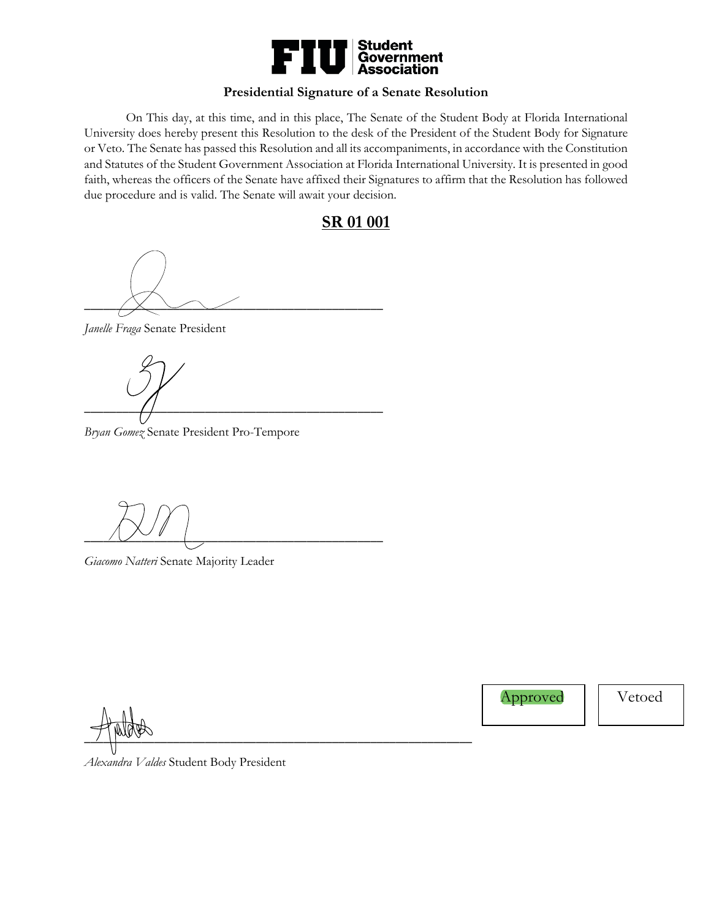**FIU Student Government Association**

**Presidential Signature of a Senate Resolution**

On This day, at this time, and in this place, The Senate of the Student Body at Florida International University does hereby present this Resolution to the desk of the President of the Student Body for Signature or Veto. The Senate has passed this Resolution and all its accompaniments, in accordance with the Constitution and Statutes of the Student Government Association at Florida International University. It is presented in good faith, whereas the officers of the Senate have affixed their Signatures to affirm that the Resolution has followed due procedure and is valid. The Senate will await your decision.

## SR 01 001

\_\_\_\_\_\_\_\_\_\_\_\_\_\_\_\_\_\_\_\_\_\_\_\_\_\_\_\_\_\_\_\_\_\_\_\_\_\_\_\_

*Janelle Fraga* Senate President

\_\_\_\_\_\_\_\_\_\_\_\_\_\_\_\_\_\_\_\_\_\_\_\_\_\_\_\_\_\_\_\_\_\_\_\_\_\_\_\_

*Bryan Gomez* Senate President Pro-Tempore

\_\_\_\_\_\_\_\_\_\_\_\_\_\_\_\_\_\_\_\_\_\_\_\_\_\_\_\_\_\_\_\_\_\_\_\_\_\_\_\_

*Giacomo Natteri* Senate Majority Leader

\_\_\_\_\_\_\_\_\_\_\_\_\_\_\_\_\_\_\_\_\_\_\_\_\_\_\_\_\_\_\_\_\_\_\_\_\_\_\_\_\_\_\_\_\_\_\_\_\_\_

*Alexandra Valdes* Student Body President

| Approved | Vetoed |
| --- | --- |